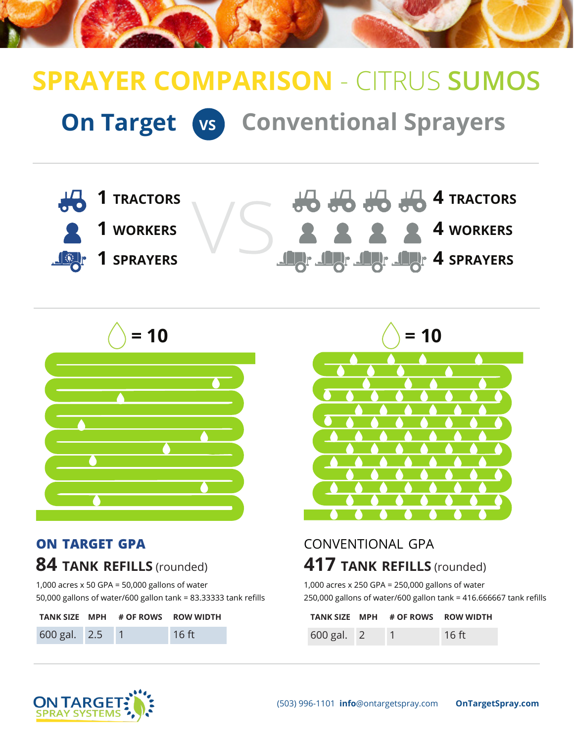# SPRAYER COMPARISON - CITRUS SUMOS

## On Target VS Conventional Sprayers

**1 TRACTORS**
**1 WORKERS**
**1 SPRAYERS**

VS

**4 TRACTORS**
**4 WORKERS**
**4 SPRAYERS**

= 10

= 10

### ON TARGET GPA

**84 TANK REFILLS** (rounded)

1,000 acres x 50 GPA = 50,000 gallons of water
50,000 gallons of water/600 gallon tank = 83.33333 tank refills

| TANK SIZE | MPH | # OF ROWS | ROW WIDTH |
|---|---|---|---|
| 600 gal. | 2.5 | 1 | 16 ft |

### CONVENTIONAL GPA

**417 TANK REFILLS** (rounded)

1,000 acres x 250 GPA = 250,000 gallons of water
250,000 gallons of water/600 gallon tank = 416.666667 tank refills

| TANK SIZE | MPH | # OF ROWS | ROW WIDTH |
|---|---|---|---|
| 600 gal. | 2 | 1 | 16 ft |

ON TARGET SPRAY SYSTEMS

(503) 996-1101 **info**@ontargetspray.com **OnTargetSpray.com**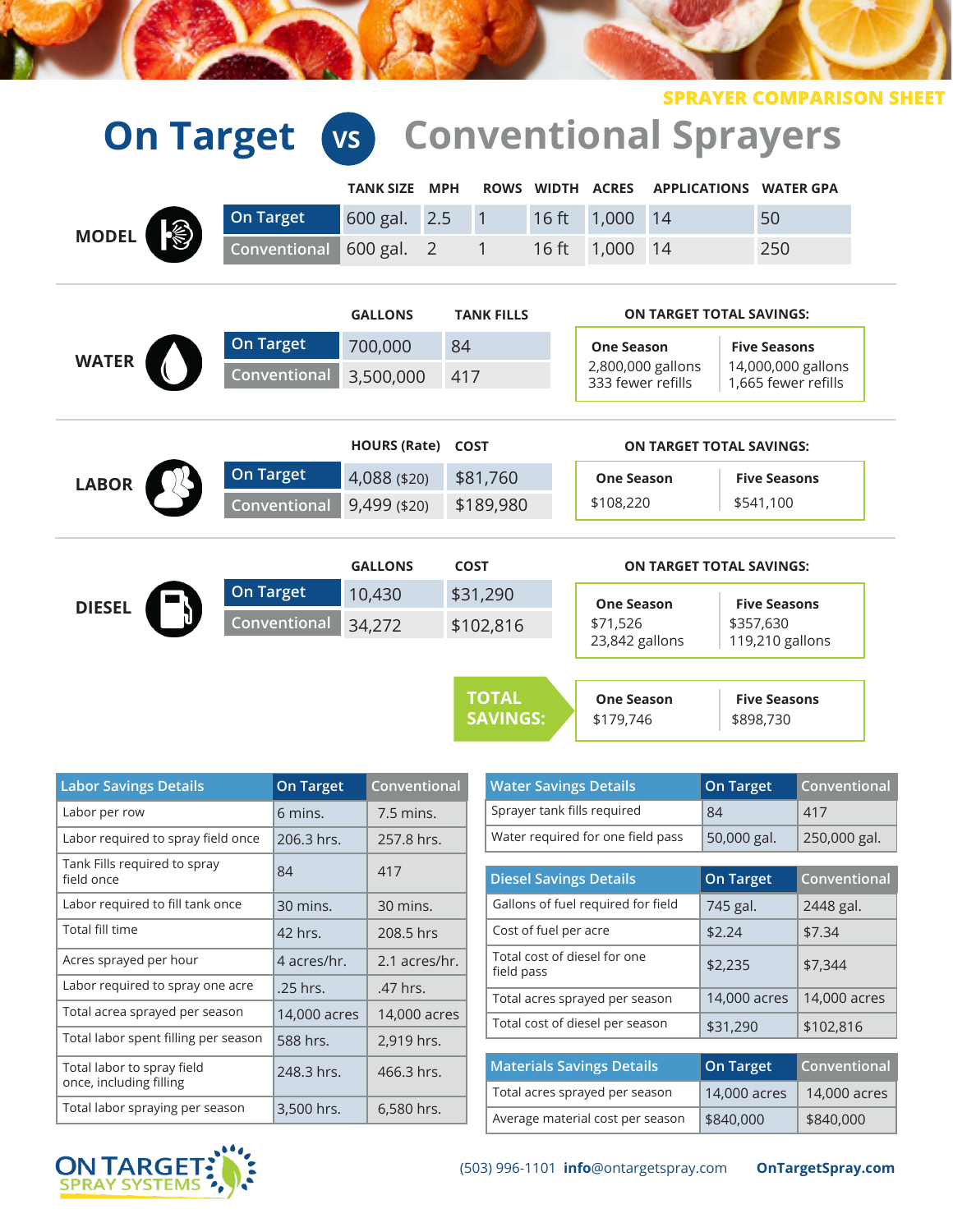SPRAYER COMPARISON SHEET

# On Target vs Conventional Sprayers

## MODEL

| | TANK SIZE | MPH | ROWS | WIDTH | ACRES | APPLICATIONS | WATER GPA |
|---|---|---|---|---|---|---|---|
| On Target | 600 gal. | 2.5 | 1 | 16 ft | 1,000 | 14 | 50 |
| Conventional | 600 gal. | 2 | 1 | 16 ft | 1,000 | 14 | 250 |

## WATER

| | GALLONS | TANK FILLS |
|---|---|---|
| On Target | 700,000 | 84 |
| Conventional | 3,500,000 | 417 |

**ON TARGET TOTAL SAVINGS:**

| One Season | Five Seasons |
|---|---|
| 2,800,000 gallons<br>333 fewer refills | 14,000,000 gallons<br>1,665 fewer refills |

## LABOR

| | HOURS (Rate) | COST |
|---|---|---|
| On Target | 4,088 ($20) | $81,760 |
| Conventional | 9,499 ($20) | $189,980 |

**ON TARGET TOTAL SAVINGS:**

| One Season | Five Seasons |
|---|---|
| $108,220 | $541,100 |

## DIESEL

| | GALLONS | COST |
|---|---|---|
| On Target | 10,430 | $31,290 |
| Conventional | 34,272 | $102,816 |

**ON TARGET TOTAL SAVINGS:**

| One Season | Five Seasons |
|---|---|
| $71,526<br>23,842 gallons | $357,630<br>119,210 gallons |

**TOTAL SAVINGS:**

| One Season | Five Seasons |
|---|---|
| $179,746 | $898,730 |

| Labor Savings Details | On Target | Conventional |
|---|---|---|
| Labor per row | 6 mins. | 7.5 mins. |
| Labor required to spray field once | 206.3 hrs. | 257.8 hrs. |
| Tank Fills required to spray field once | 84 | 417 |
| Labor required to fill tank once | 30 mins. | 30 mins. |
| Total fill time | 42 hrs. | 208.5 hrs |
| Acres sprayed per hour | 4 acres/hr. | 2.1 acres/hr. |
| Labor required to spray one acre | .25 hrs. | .47 hrs. |
| Total acrea sprayed per season | 14,000 acres | 14,000 acres |
| Total labor spent filling per season | 588 hrs. | 2,919 hrs. |
| Total labor to spray field once, including filling | 248.3 hrs. | 466.3 hrs. |
| Total labor spraying per season | 3,500 hrs. | 6,580 hrs. |

| Water Savings Details | On Target | Conventional |
|---|---|---|
| Sprayer tank fills required | 84 | 417 |
| Water required for one field pass | 50,000 gal. | 250,000 gal. |

| Diesel Savings Details | On Target | Conventional |
|---|---|---|
| Gallons of fuel required for field | 745 gal. | 2448 gal. |
| Cost of fuel per acre | $2.24 | $7.34 |
| Total cost of diesel for one field pass | $2,235 | $7,344 |
| Total acres sprayed per season | 14,000 acres | 14,000 acres |
| Total cost of diesel per season | $31,290 | $102,816 |

| Materials Savings Details | On Target | Conventional |
|---|---|---|
| Total acres sprayed per season | 14,000 acres | 14,000 acres |
| Average material cost per season | $840,000 | $840,000 |

ON TARGET SPRAY SYSTEMS

(503) 996-1101 **info**@ontargetspray.com **OnTargetSpray.com**